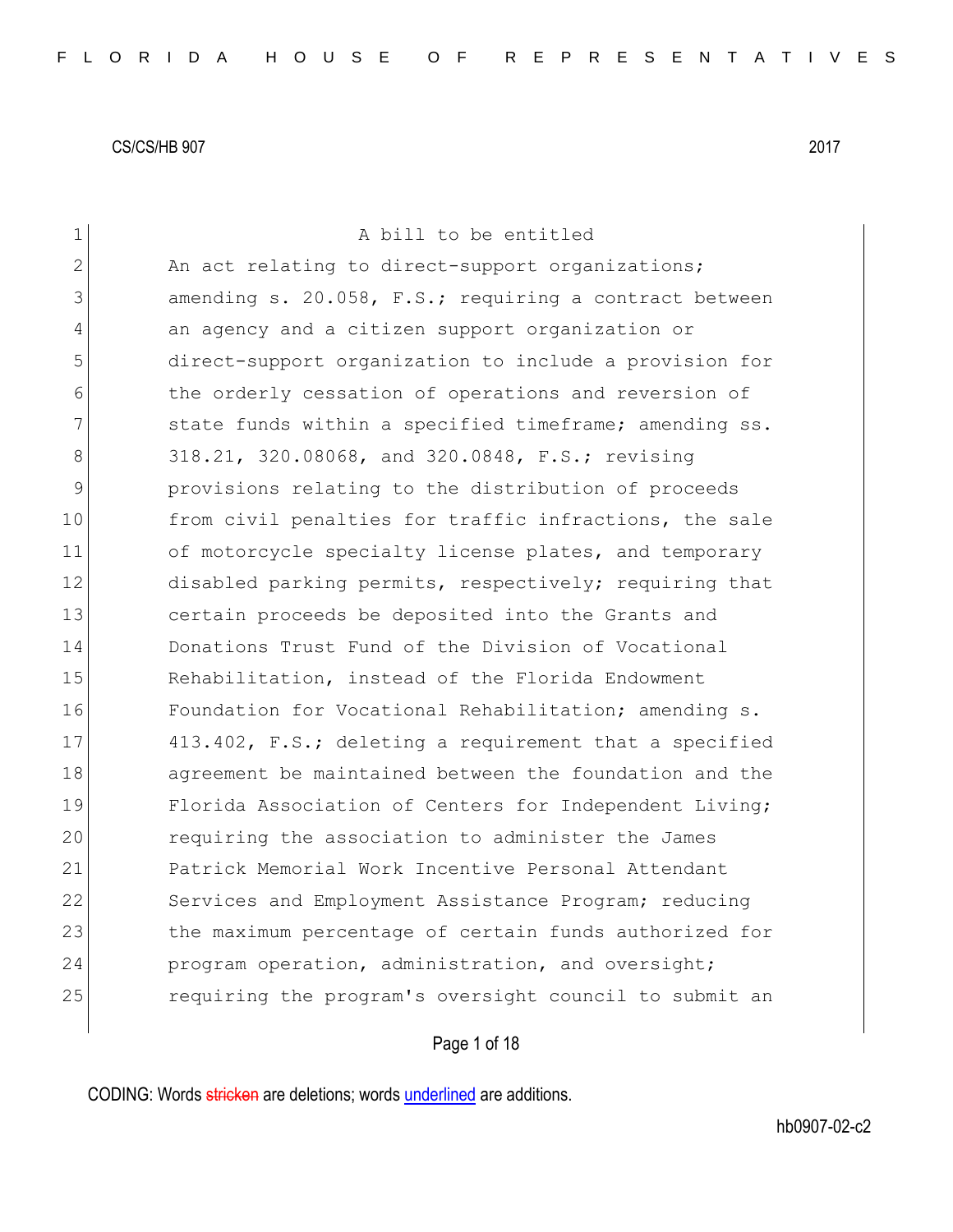CS/CS/HB 907 2017

A bill to be entitled

An act relating to direct-support organizations; amending s. 20.058, F.S.; requiring a contract between an agency and a citizen support organization or direct-support organization to include a provision for the orderly cessation of operations and reversion of state funds within a specified timeframe; amending ss. 318.21, 320.08068, and 320.0848, F.S.; revising provisions relating to the distribution of proceeds from civil penalties for traffic infractions, the sale of motorcycle specialty license plates, and temporary disabled parking permits, respectively; requiring that certain proceeds be deposited into the Grants and Donations Trust Fund of the Division of Vocational Rehabilitation, instead of the Florida Endowment Foundation for Vocational Rehabilitation; amending s. 413.402, F.S.; deleting a requirement that a specified agreement be maintained between the foundation and the Florida Association of Centers for Independent Living; requiring the association to administer the James Patrick Memorial Work Incentive Personal Attendant Services and Employment Assistance Program; reducing the maximum percentage of certain funds authorized for program operation, administration, and oversight; requiring the program's oversight council to submit an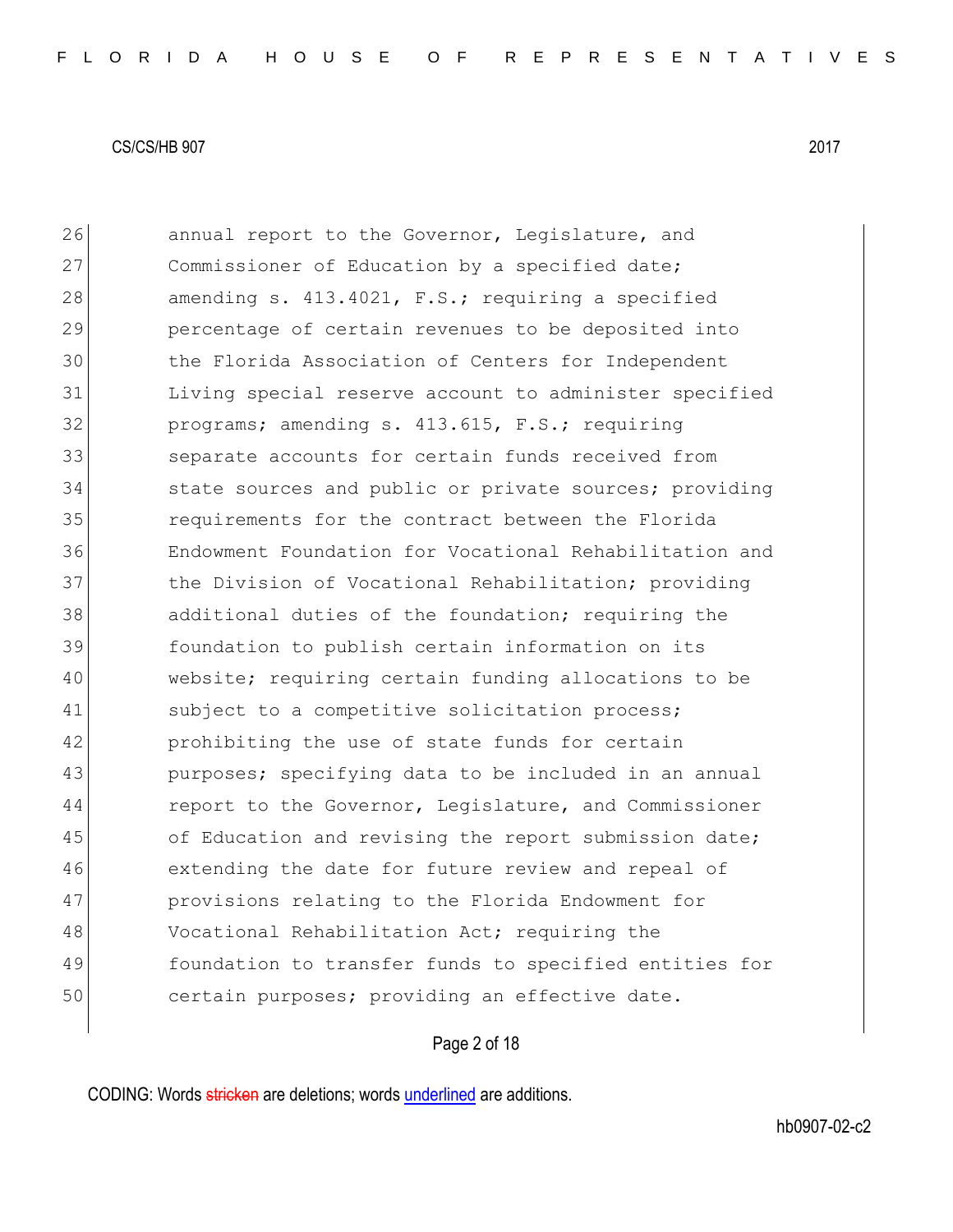annual report to the Governor, Legislature, and Commissioner of Education by a specified date; amending s. 413.4021, F.S.; requiring a specified percentage of certain revenues to be deposited into the Florida Association of Centers for Independent Living special reserve account to administer specified programs; amending s. 413.615, F.S.; requiring separate accounts for certain funds received from state sources and public or private sources; providing requirements for the contract between the Florida Endowment Foundation for Vocational Rehabilitation and the Division of Vocational Rehabilitation; providing additional duties of the foundation; requiring the foundation to publish certain information on its website; requiring certain funding allocations to be subject to a competitive solicitation process; prohibiting the use of state funds for certain purposes; specifying data to be included in an annual report to the Governor, Legislature, and Commissioner of Education and revising the report submission date; extending the date for future review and repeal of provisions relating to the Florida Endowment for Vocational Rehabilitation Act; requiring the foundation to transfer funds to specified entities for certain purposes; providing an effective date.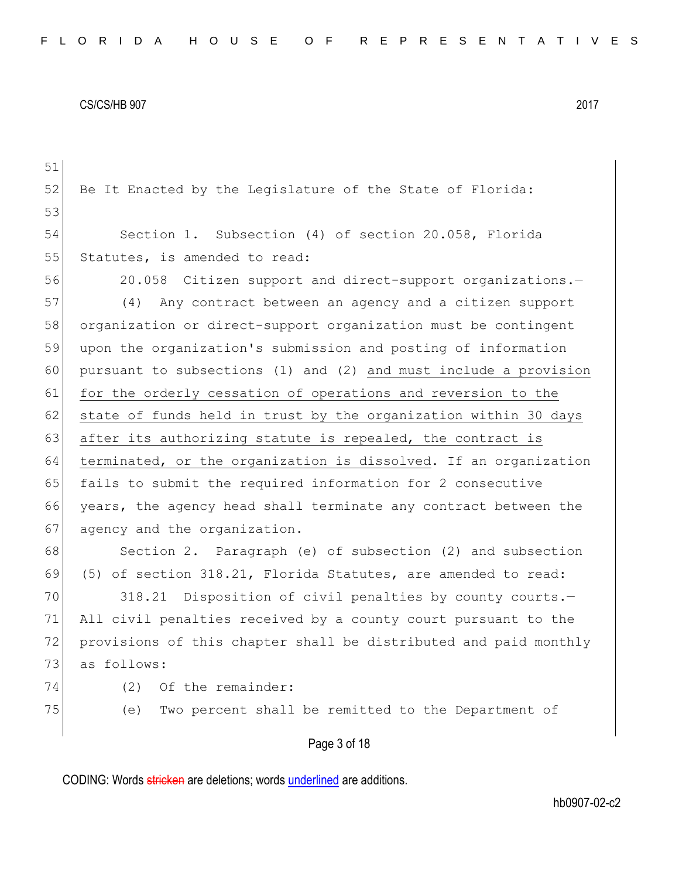Be It Enacted by the Legislature of the State of Florida:

Section 1. Subsection (4) of section 20.058, Florida Statutes, is amended to read:

20.058 Citizen support and direct-support organizations.—

(4) Any contract between an agency and a citizen support organization or direct-support organization must be contingent upon the organization's submission and posting of information pursuant to subsections (1) and (2) and must include a provision for the orderly cessation of operations and reversion to the state of funds held in trust by the organization within 30 days after its authorizing statute is repealed, the contract is terminated, or the organization is dissolved. If an organization fails to submit the required information for 2 consecutive years, the agency head shall terminate any contract between the agency and the organization.

Section 2. Paragraph (e) of subsection (2) and subsection (5) of section 318.21, Florida Statutes, are amended to read:

318.21 Disposition of civil penalties by county courts.—All civil penalties received by a county court pursuant to the provisions of this chapter shall be distributed and paid monthly as follows:

(2) Of the remainder:

(e) Two percent shall be remitted to the Department of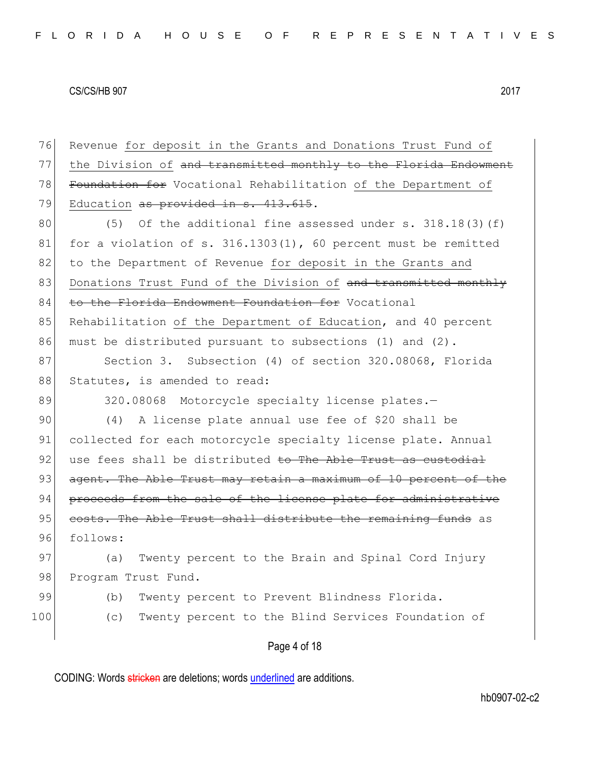Revenue <u>for deposit in the Grants and Donations Trust Fund of the Division of</u> ~~and transmitted monthly to the Florida Endowment Foundation for~~ Vocational Rehabilitation <u>of the Department of Education</u> ~~as provided in s. 413.615~~.

(5) Of the additional fine assessed under s. 318.18(3)(f) for a violation of s. 316.1303(1), 60 percent must be remitted to the Department of Revenue <u>for deposit in the Grants and Donations Trust Fund of the Division of</u> ~~and transmitted monthly to the Florida Endowment Foundation for~~ Vocational Rehabilitation <u>of the Department of Education</u>, and 40 percent must be distributed pursuant to subsections (1) and (2).

Section 3. Subsection (4) of section 320.08068, Florida Statutes, is amended to read:

320.08068 Motorcycle specialty license plates.—

(4) A license plate annual use fee of $20 shall be collected for each motorcycle specialty license plate. Annual use fees shall be distributed ~~to The Able Trust as custodial agent. The Able Trust may retain a maximum of 10 percent of the proceeds from the sale of the license plate for administrative costs. The Able Trust shall distribute the remaining funds~~ as follows:

(a) Twenty percent to the Brain and Spinal Cord Injury Program Trust Fund.

(b) Twenty percent to Prevent Blindness Florida.

(c) Twenty percent to the Blind Services Foundation of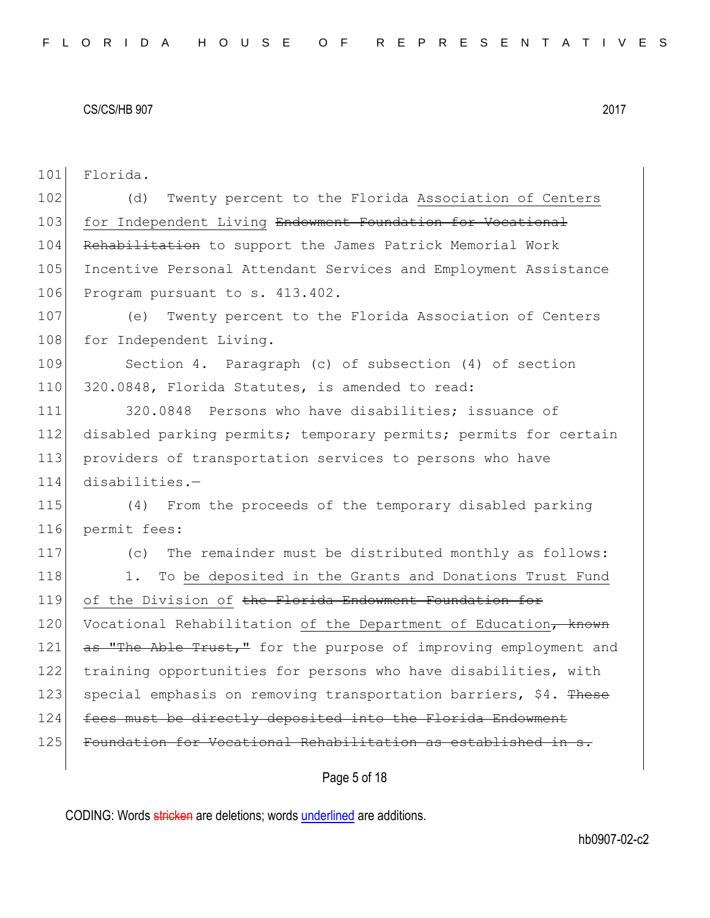Florida.

(d) Twenty percent to the Florida <ins>Association of Centers for Independent Living</ins> ~~Endowment Foundation for Vocational Rehabilitation~~ to support the James Patrick Memorial Work Incentive Personal Attendant Services and Employment Assistance Program pursuant to s. 413.402.

(e) Twenty percent to the Florida Association of Centers for Independent Living.

Section 4. Paragraph (c) of subsection (4) of section 320.0848, Florida Statutes, is amended to read:

320.0848 Persons who have disabilities; issuance of disabled parking permits; temporary permits; permits for certain providers of transportation services to persons who have disabilities.—

(4) From the proceeds of the temporary disabled parking permit fees:

(c) The remainder must be distributed monthly as follows:

1. To <ins>be deposited in the Grants and Donations Trust Fund of the Division of</ins> ~~the Florida Endowment Foundation for~~ Vocational Rehabilitation <ins>of the Department of Education</ins>~~, known as "The Able Trust,"~~ for the purpose of improving employment and training opportunities for persons who have disabilities, with special emphasis on removing transportation barriers, $4. ~~These fees must be directly deposited into the Florida Endowment Foundation for Vocational Rehabilitation as established in s.~~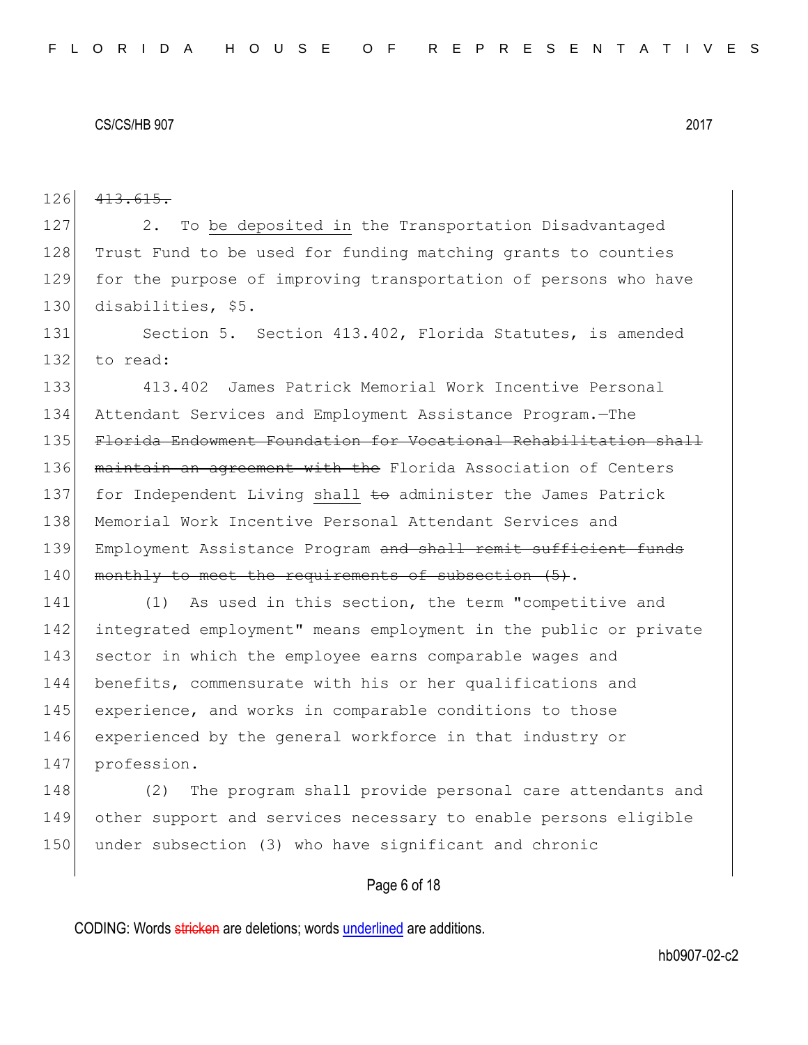126 ~~413.615.~~

127 2. To <u>be deposited in</u> the Transportation Disadvantaged

128 Trust Fund to be used for funding matching grants to counties

129 for the purpose of improving transportation of persons who have

130 disabilities, $5.

131 Section 5. Section 413.402, Florida Statutes, is amended

132 to read:

133 413.402 James Patrick Memorial Work Incentive Personal

134 Attendant Services and Employment Assistance Program.—The

135 ~~Florida Endowment Foundation for Vocational Rehabilitation shall~~

136 ~~maintain an agreement with the~~ Florida Association of Centers

137 for Independent Living <u>shall</u> ~~to~~ administer the James Patrick

138 Memorial Work Incentive Personal Attendant Services and

139 Employment Assistance Program ~~and shall remit sufficient funds~~

140 ~~monthly to meet the requirements of subsection (5)~~.

141 (1) As used in this section, the term "competitive and

142 integrated employment" means employment in the public or private

143 sector in which the employee earns comparable wages and

144 benefits, commensurate with his or her qualifications and

145 experience, and works in comparable conditions to those

146 experienced by the general workforce in that industry or

147 profession.

148 (2) The program shall provide personal care attendants and

149 other support and services necessary to enable persons eligible

150 under subsection (3) who have significant and chronic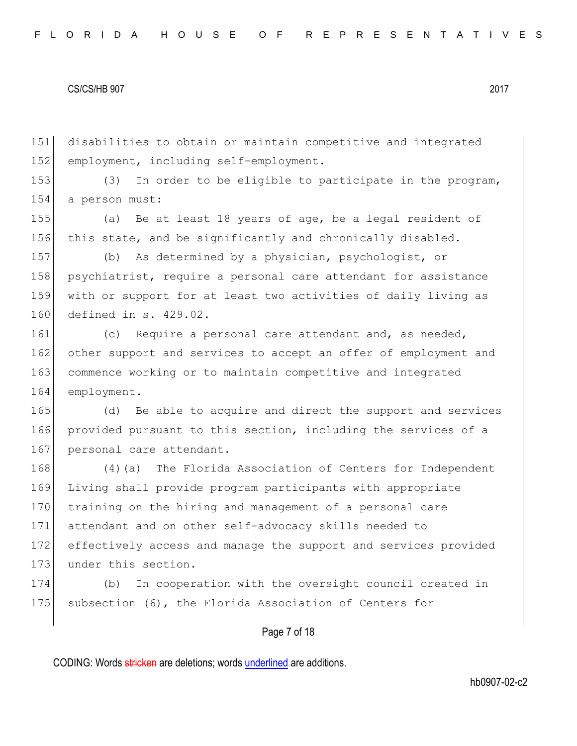disabilities to obtain or maintain competitive and integrated employment, including self-employment.

(3) In order to be eligible to participate in the program, a person must:

(a) Be at least 18 years of age, be a legal resident of this state, and be significantly and chronically disabled.

(b) As determined by a physician, psychologist, or psychiatrist, require a personal care attendant for assistance with or support for at least two activities of daily living as defined in s. 429.02.

(c) Require a personal care attendant and, as needed, other support and services to accept an offer of employment and commence working or to maintain competitive and integrated employment.

(d) Be able to acquire and direct the support and services provided pursuant to this section, including the services of a personal care attendant.

(4)(a) The Florida Association of Centers for Independent Living shall provide program participants with appropriate training on the hiring and management of a personal care attendant and on other self-advocacy skills needed to effectively access and manage the support and services provided under this section.

(b) In cooperation with the oversight council created in subsection (6), the Florida Association of Centers for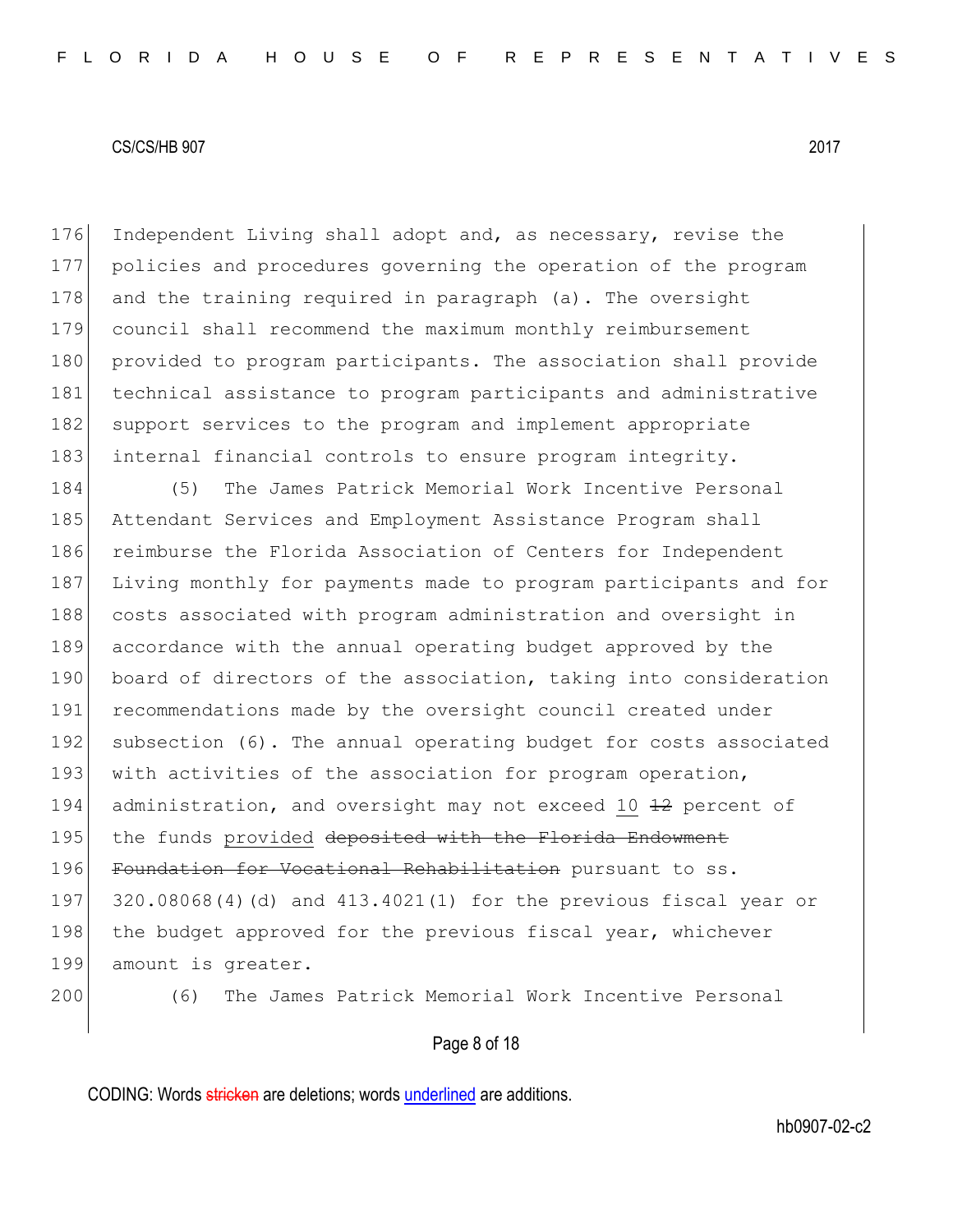Independent Living shall adopt and, as necessary, revise the policies and procedures governing the operation of the program and the training required in paragraph (a). The oversight council shall recommend the maximum monthly reimbursement provided to program participants. The association shall provide technical assistance to program participants and administrative support services to the program and implement appropriate internal financial controls to ensure program integrity.

(5) The James Patrick Memorial Work Incentive Personal Attendant Services and Employment Assistance Program shall reimburse the Florida Association of Centers for Independent Living monthly for payments made to program participants and for costs associated with program administration and oversight in accordance with the annual operating budget approved by the board of directors of the association, taking into consideration recommendations made by the oversight council created under subsection (6). The annual operating budget for costs associated with activities of the association for program operation, administration, and oversight may not exceed <u>10</u> ~~12~~ percent of the funds <u>provided</u> ~~deposited with the Florida Endowment Foundation for Vocational Rehabilitation~~ pursuant to ss. 320.08068(4)(d) and 413.4021(1) for the previous fiscal year or the budget approved for the previous fiscal year, whichever amount is greater.

(6) The James Patrick Memorial Work Incentive Personal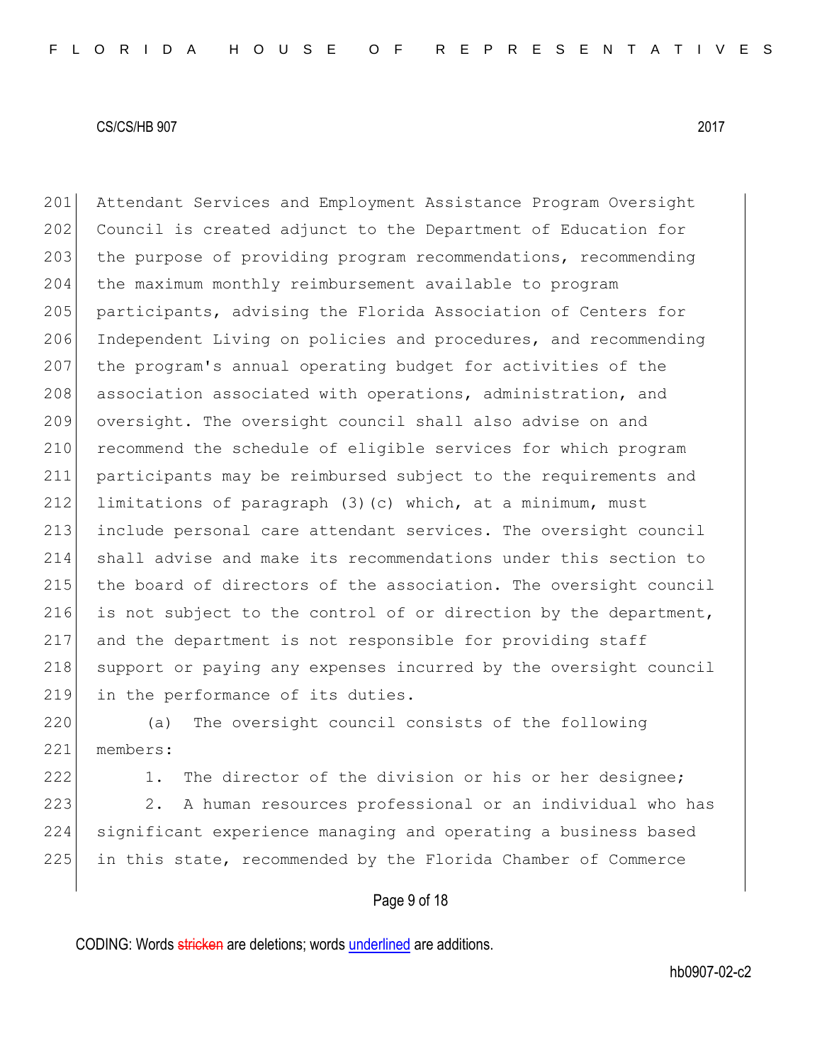Attendant Services and Employment Assistance Program Oversight Council is created adjunct to the Department of Education for the purpose of providing program recommendations, recommending the maximum monthly reimbursement available to program participants, advising the Florida Association of Centers for Independent Living on policies and procedures, and recommending the program's annual operating budget for activities of the association associated with operations, administration, and oversight. The oversight council shall also advise on and recommend the schedule of eligible services for which program participants may be reimbursed subject to the requirements and limitations of paragraph (3)(c) which, at a minimum, must include personal care attendant services. The oversight council shall advise and make its recommendations under this section to the board of directors of the association. The oversight council is not subject to the control of or direction by the department, and the department is not responsible for providing staff support or paying any expenses incurred by the oversight council in the performance of its duties.

(a) The oversight council consists of the following members:

1. The director of the division or his or her designee;

2. A human resources professional or an individual who has significant experience managing and operating a business based in this state, recommended by the Florida Chamber of Commerce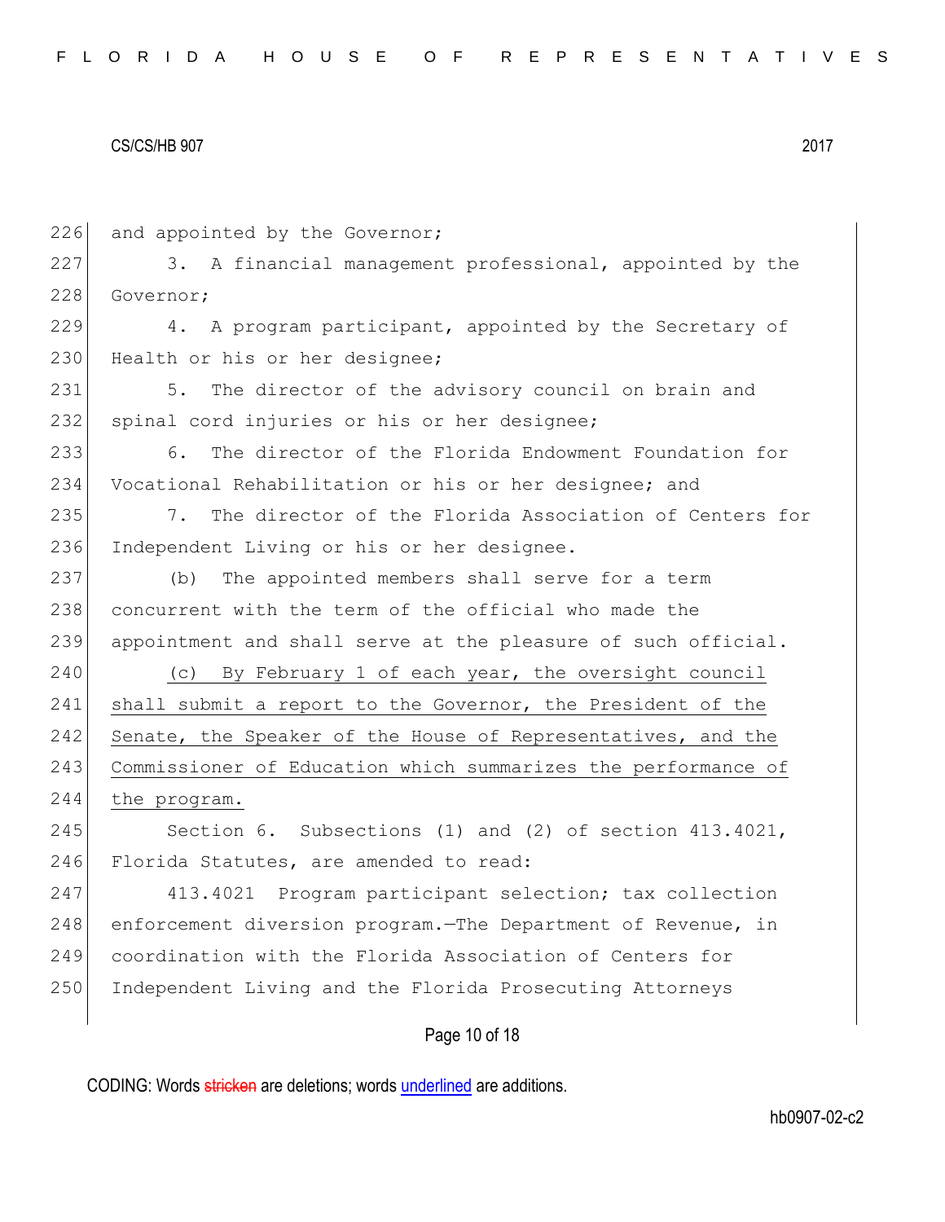and appointed by the Governor;

3. A financial management professional, appointed by the Governor;

4. A program participant, appointed by the Secretary of Health or his or her designee;

5. The director of the advisory council on brain and spinal cord injuries or his or her designee;

6. The director of the Florida Endowment Foundation for Vocational Rehabilitation or his or her designee; and

7. The director of the Florida Association of Centers for Independent Living or his or her designee.

(b) The appointed members shall serve for a term concurrent with the term of the official who made the appointment and shall serve at the pleasure of such official.

<u>(c) By February 1 of each year, the oversight council shall submit a report to the Governor, the President of the Senate, the Speaker of the House of Representatives, and the Commissioner of Education which summarizes the performance of the program.</u>

Section 6. Subsections (1) and (2) of section 413.4021, Florida Statutes, are amended to read:

413.4021 Program participant selection; tax collection enforcement diversion program.—The Department of Revenue, in coordination with the Florida Association of Centers for Independent Living and the Florida Prosecuting Attorneys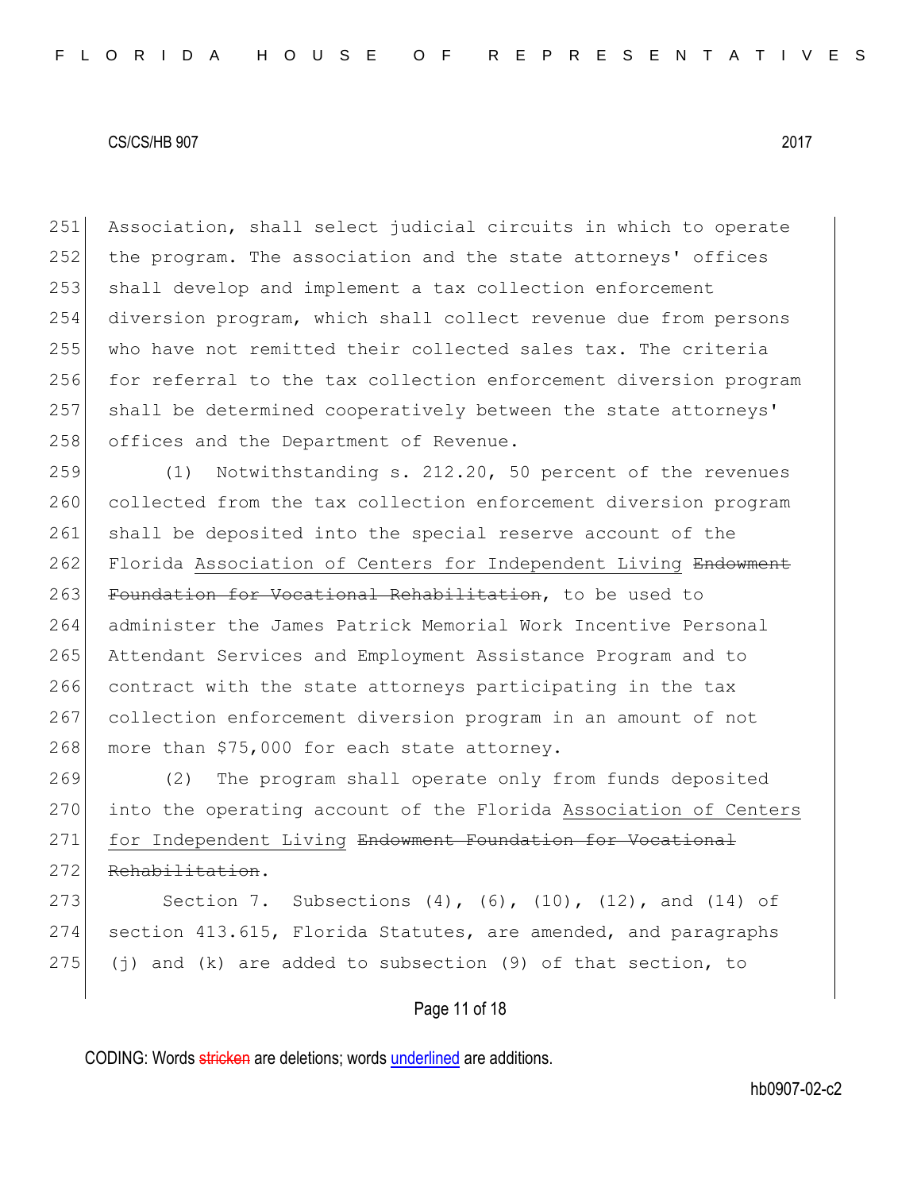Association, shall select judicial circuits in which to operate the program. The association and the state attorneys' offices shall develop and implement a tax collection enforcement diversion program, which shall collect revenue due from persons who have not remitted their collected sales tax. The criteria for referral to the tax collection enforcement diversion program shall be determined cooperatively between the state attorneys' offices and the Department of Revenue.

(1) Notwithstanding s. 212.20, 50 percent of the revenues collected from the tax collection enforcement diversion program shall be deposited into the special reserve account of the Florida <u>Association of Centers for Independent Living</u> ~~Endowment Foundation for Vocational Rehabilitation~~, to be used to administer the James Patrick Memorial Work Incentive Personal Attendant Services and Employment Assistance Program and to contract with the state attorneys participating in the tax collection enforcement diversion program in an amount of not more than $75,000 for each state attorney.

(2) The program shall operate only from funds deposited into the operating account of the Florida <u>Association of Centers for Independent Living</u> ~~Endowment Foundation for Vocational Rehabilitation~~.

Section 7. Subsections (4), (6), (10), (12), and (14) of section 413.615, Florida Statutes, are amended, and paragraphs (j) and (k) are added to subsection (9) of that section, to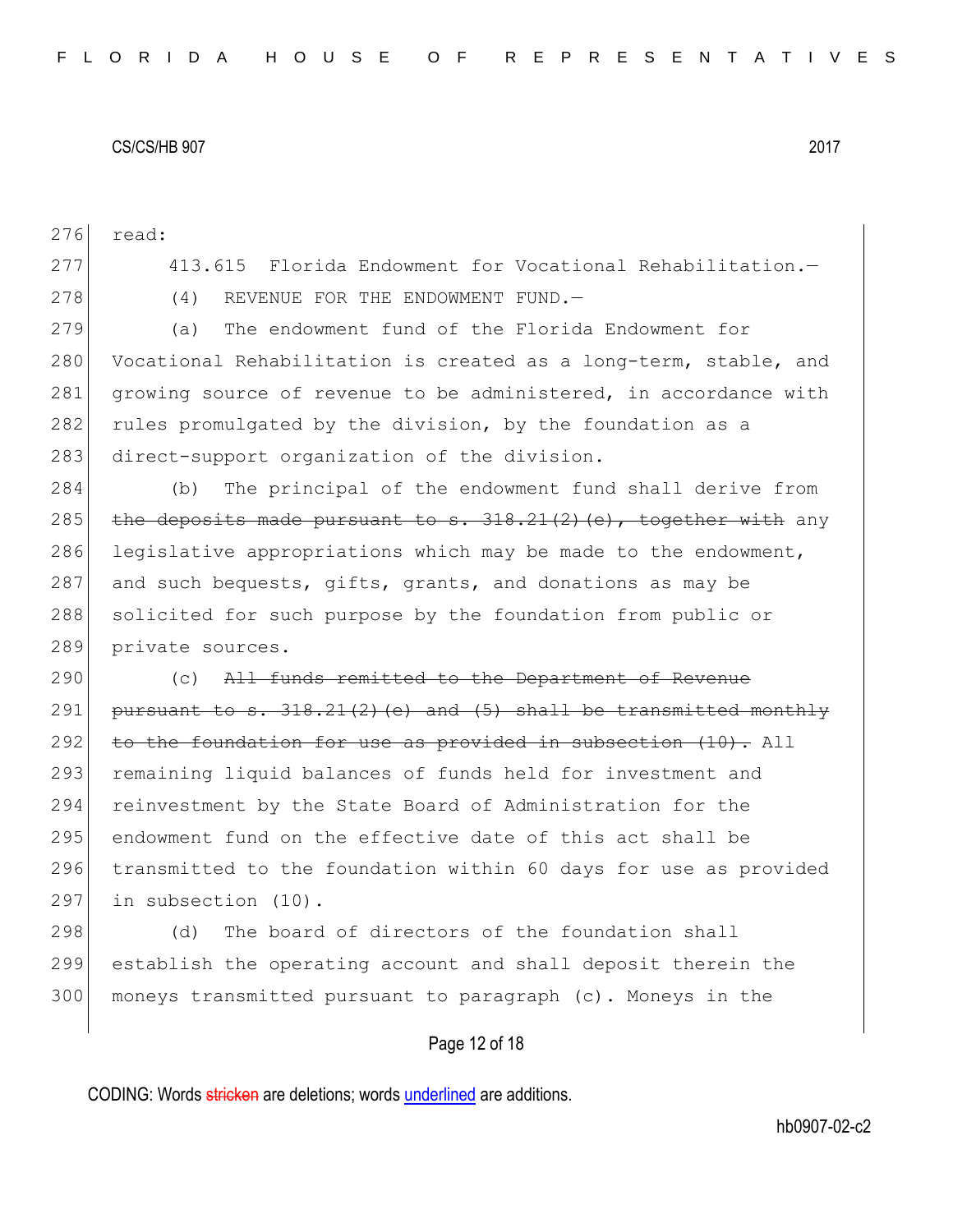read:

413.615 Florida Endowment for Vocational Rehabilitation.—

(4) REVENUE FOR THE ENDOWMENT FUND.—

(a) The endowment fund of the Florida Endowment for Vocational Rehabilitation is created as a long-term, stable, and growing source of revenue to be administered, in accordance with rules promulgated by the division, by the foundation as a direct-support organization of the division.

(b) The principal of the endowment fund shall derive from ~~the deposits made pursuant to s. 318.21(2)(e), together with~~ any legislative appropriations which may be made to the endowment, and such bequests, gifts, grants, and donations as may be solicited for such purpose by the foundation from public or private sources.

(c) ~~All funds remitted to the Department of Revenue pursuant to s. 318.21(2)(e) and (5) shall be transmitted monthly to the foundation for use as provided in subsection (10).~~ All remaining liquid balances of funds held for investment and reinvestment by the State Board of Administration for the endowment fund on the effective date of this act shall be transmitted to the foundation within 60 days for use as provided in subsection (10).

(d) The board of directors of the foundation shall establish the operating account and shall deposit therein the moneys transmitted pursuant to paragraph (c). Moneys in the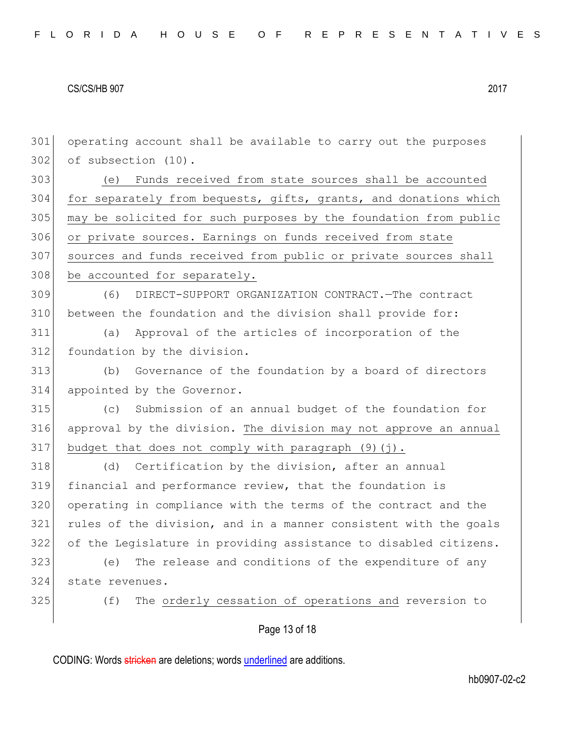operating account shall be available to carry out the purposes of subsection (10).

<u>(e) Funds received from state sources shall be accounted for separately from bequests, gifts, grants, and donations which may be solicited for such purposes by the foundation from public or private sources. Earnings on funds received from state sources and funds received from public or private sources shall be accounted for separately.</u>

(6) DIRECT-SUPPORT ORGANIZATION CONTRACT.—The contract between the foundation and the division shall provide for:

(a) Approval of the articles of incorporation of the foundation by the division.

(b) Governance of the foundation by a board of directors appointed by the Governor.

(c) Submission of an annual budget of the foundation for approval by the division. <u>The division may not approve an annual budget that does not comply with paragraph (9)(j).</u>

(d) Certification by the division, after an annual financial and performance review, that the foundation is operating in compliance with the terms of the contract and the rules of the division, and in a manner consistent with the goals of the Legislature in providing assistance to disabled citizens.

(e) The release and conditions of the expenditure of any state revenues.

(f) The <u>orderly cessation of operations and</u> reversion to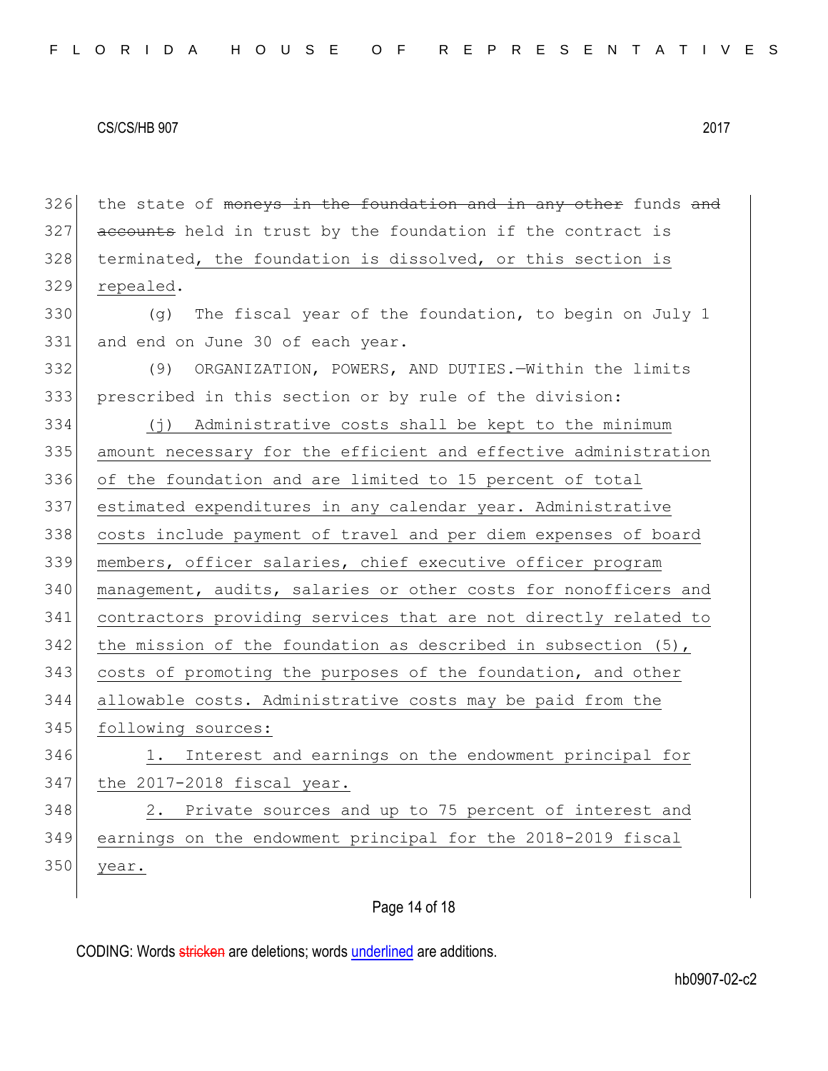326 the state of ~~moneys in the foundation and in any other~~ funds ~~and~~
327 ~~accounts~~ held in trust by the foundation if the contract is
328 terminated, the foundation is dissolved, or this section is
329 repealed.

330 (g) The fiscal year of the foundation, to begin on July 1
331 and end on June 30 of each year.

332 (9) ORGANIZATION, POWERS, AND DUTIES.—Within the limits
333 prescribed in this section or by rule of the division:

334 (j) Administrative costs shall be kept to the minimum
335 amount necessary for the efficient and effective administration
336 of the foundation and are limited to 15 percent of total
337 estimated expenditures in any calendar year. Administrative
338 costs include payment of travel and per diem expenses of board
339 members, officer salaries, chief executive officer program
340 management, audits, salaries or other costs for nonofficers and
341 contractors providing services that are not directly related to
342 the mission of the foundation as described in subsection (5),
343 costs of promoting the purposes of the foundation, and other
344 allowable costs. Administrative costs may be paid from the
345 following sources:

346 1. Interest and earnings on the endowment principal for
347 the 2017-2018 fiscal year.

348 2. Private sources and up to 75 percent of interest and
349 earnings on the endowment principal for the 2018-2019 fiscal
350 year.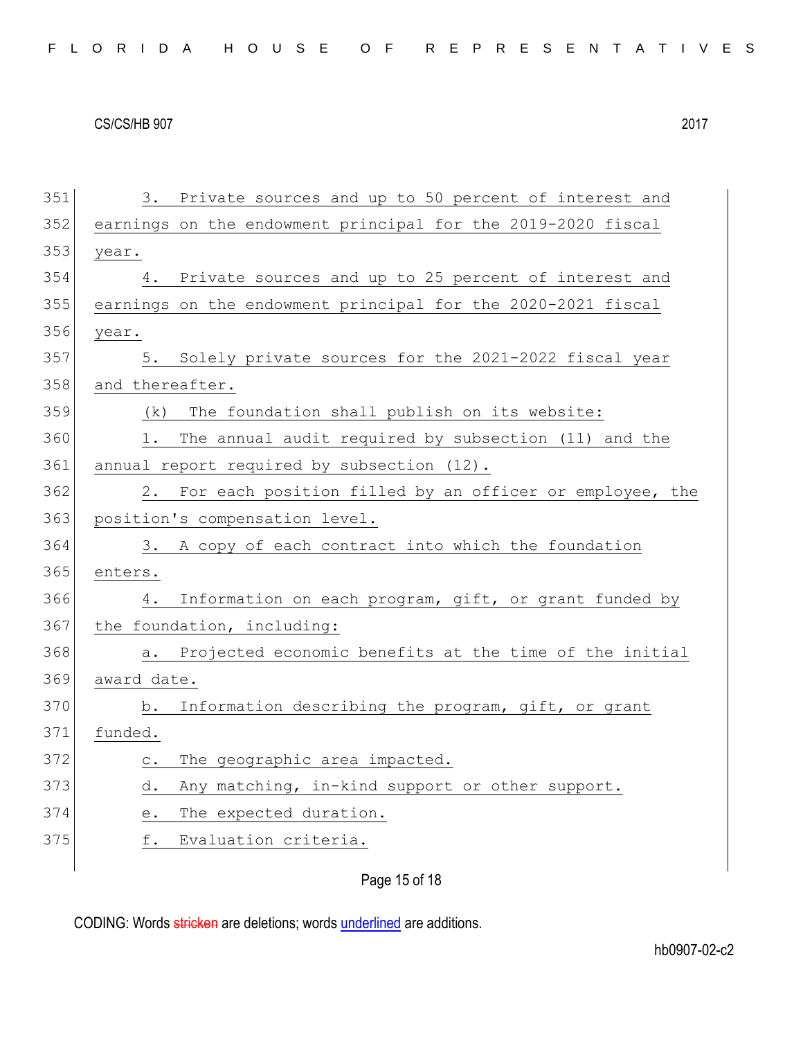3. Private sources and up to 50 percent of interest and earnings on the endowment principal for the 2019-2020 fiscal year.

4. Private sources and up to 25 percent of interest and earnings on the endowment principal for the 2020-2021 fiscal year.

5. Solely private sources for the 2021-2022 fiscal year and thereafter.

(k) The foundation shall publish on its website:

1. The annual audit required by subsection (11) and the annual report required by subsection (12).

2. For each position filled by an officer or employee, the position's compensation level.

3. A copy of each contract into which the foundation enters.

4. Information on each program, gift, or grant funded by the foundation, including:

a. Projected economic benefits at the time of the initial award date.

b. Information describing the program, gift, or grant funded.

c. The geographic area impacted.

d. Any matching, in-kind support or other support.

e. The expected duration.

f. Evaluation criteria.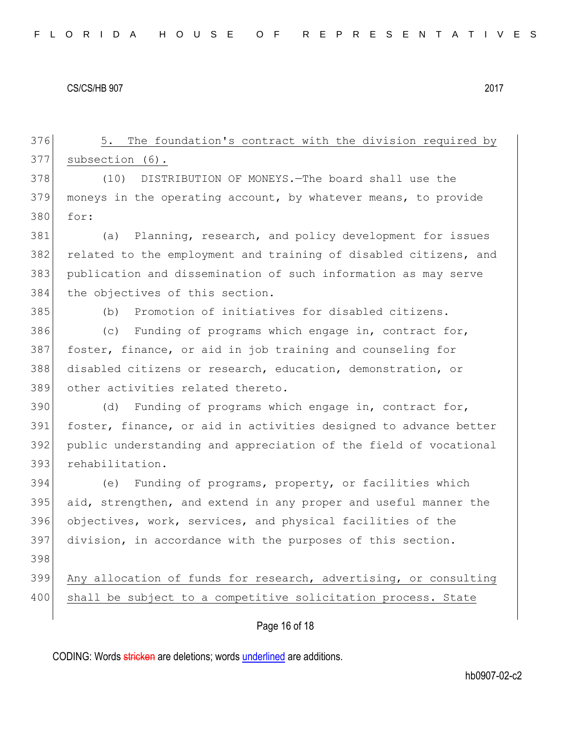5. The foundation's contract with the division required by subsection (6).

(10) DISTRIBUTION OF MONEYS.—The board shall use the moneys in the operating account, by whatever means, to provide for:

(a) Planning, research, and policy development for issues related to the employment and training of disabled citizens, and publication and dissemination of such information as may serve the objectives of this section.

(b) Promotion of initiatives for disabled citizens.

(c) Funding of programs which engage in, contract for, foster, finance, or aid in job training and counseling for disabled citizens or research, education, demonstration, or other activities related thereto.

(d) Funding of programs which engage in, contract for, foster, finance, or aid in activities designed to advance better public understanding and appreciation of the field of vocational rehabilitation.

(e) Funding of programs, property, or facilities which aid, strengthen, and extend in any proper and useful manner the objectives, work, services, and physical facilities of the division, in accordance with the purposes of this section.

Any allocation of funds for research, advertising, or consulting shall be subject to a competitive solicitation process. State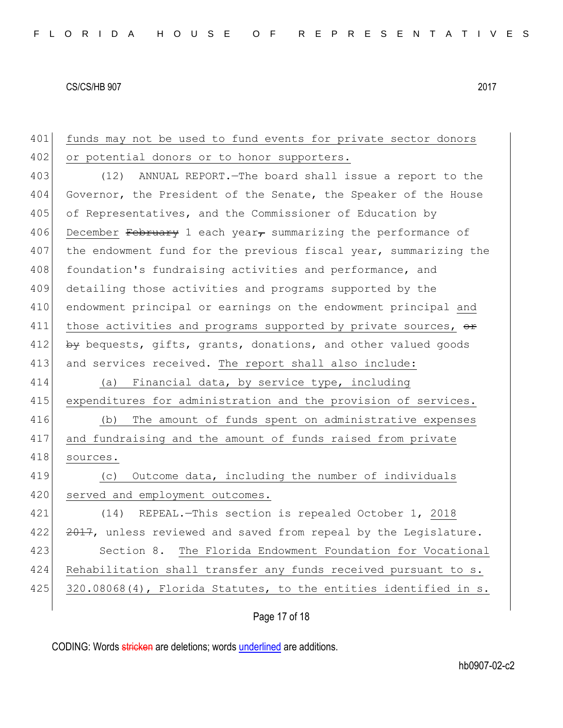funds may not be used to fund events for private sector donors or potential donors or to honor supporters.

(12) ANNUAL REPORT.—The board shall issue a report to the Governor, the President of the Senate, the Speaker of the House of Representatives, and the Commissioner of Education by December ~~February~~ 1 each year~~,~~ summarizing the performance of the endowment fund for the previous fiscal year, summarizing the foundation's fundraising activities and performance, and detailing those activities and programs supported by the endowment principal or earnings on the endowment principal and those activities and programs supported by private sources, ~~or by~~ bequests, gifts, grants, donations, and other valued goods and services received. The report shall also include:

(a) Financial data, by service type, including expenditures for administration and the provision of services.

(b) The amount of funds spent on administrative expenses and fundraising and the amount of funds raised from private sources.

(c) Outcome data, including the number of individuals served and employment outcomes.

(14) REPEAL.—This section is repealed October 1, 2018 ~~2017~~, unless reviewed and saved from repeal by the Legislature.

Section 8. The Florida Endowment Foundation for Vocational Rehabilitation shall transfer any funds received pursuant to s. 320.08068(4), Florida Statutes, to the entities identified in s.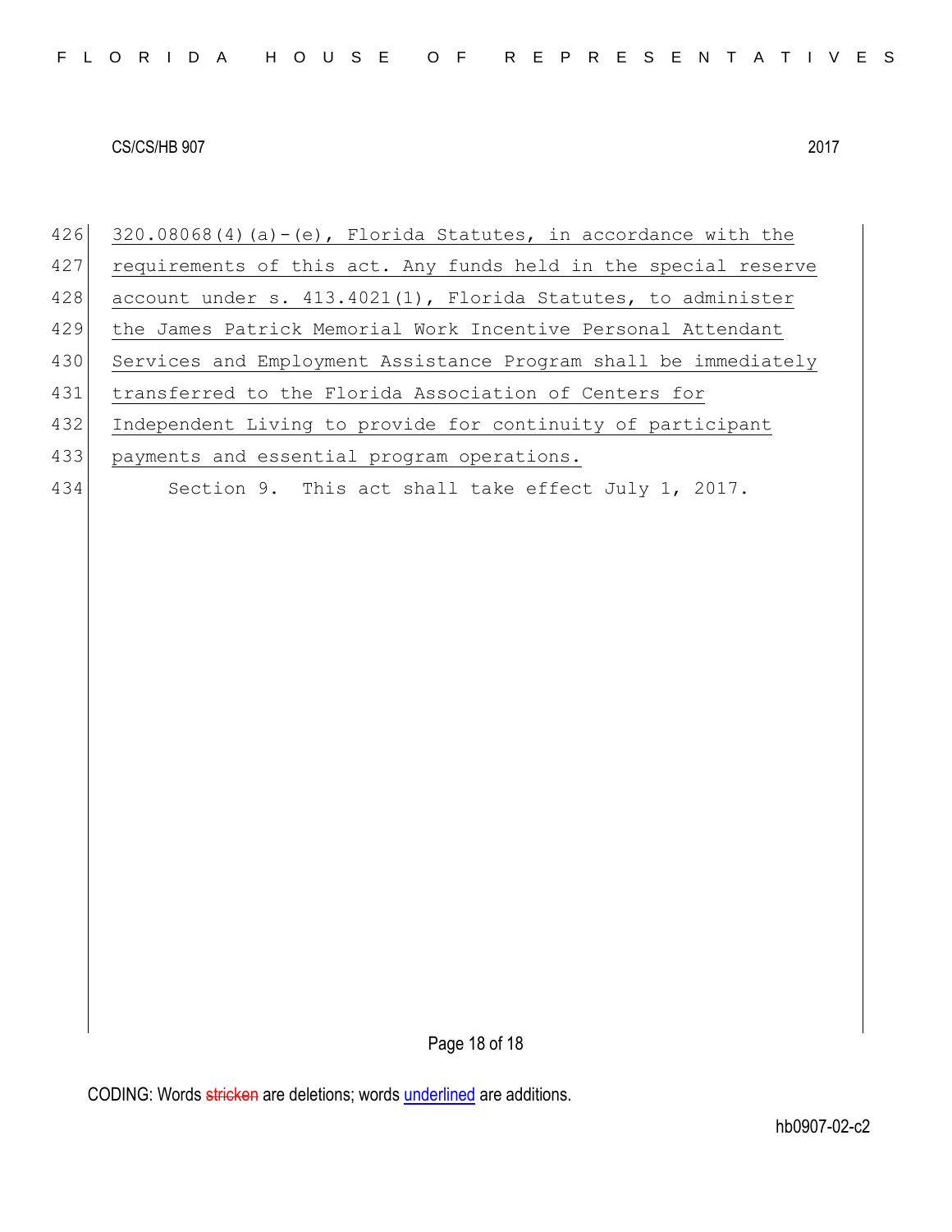426 320.08068(4)(a)-(e), Florida Statutes, in accordance with the
427 requirements of this act. Any funds held in the special reserve
428 account under s. 413.4021(1), Florida Statutes, to administer
429 the James Patrick Memorial Work Incentive Personal Attendant
430 Services and Employment Assistance Program shall be immediately
431 transferred to the Florida Association of Centers for
432 Independent Living to provide for continuity of participant
433 payments and essential program operations.
434 Section 9. This act shall take effect July 1, 2017.

CODING: Words stricken are deletions; words underlined are additions.